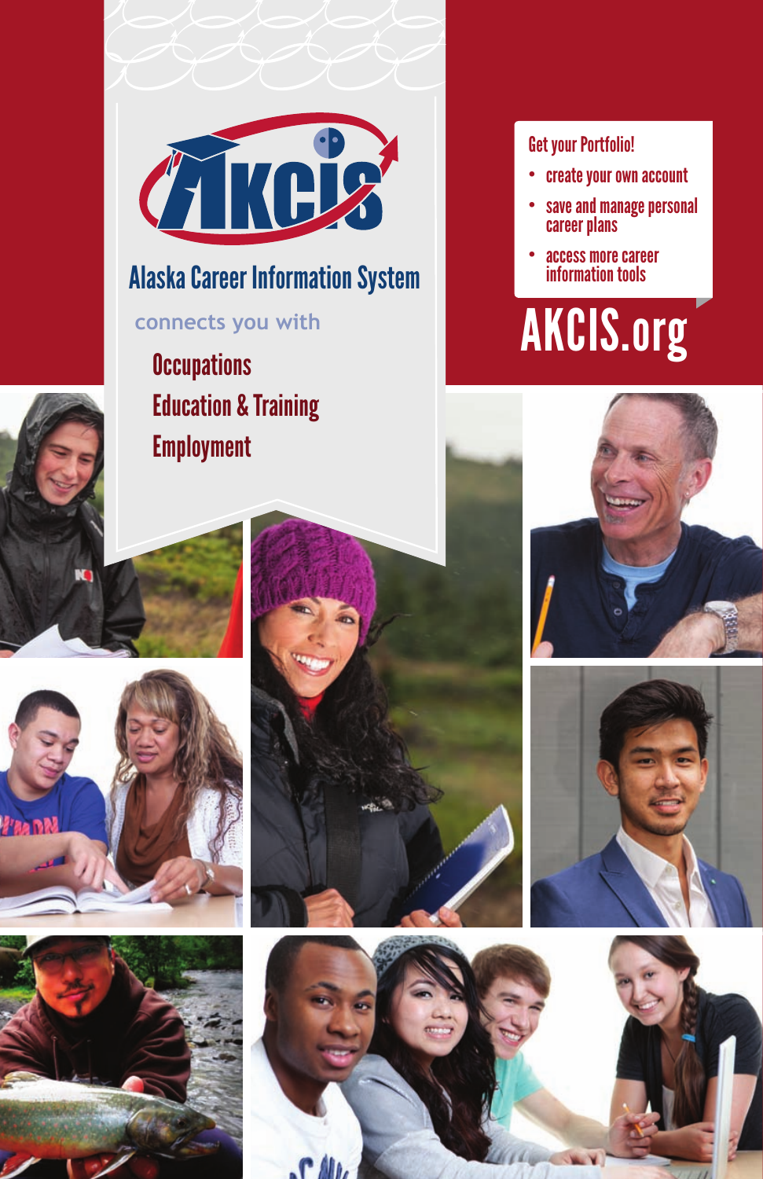# AKCIS

## Alaska Career Information System

connects you with

- Occupations
- Education & Training
- Employment

**Get your Portfolio!**

- create your own account
- save and manage personal career plans
- access more career information tools

# AKCIS.org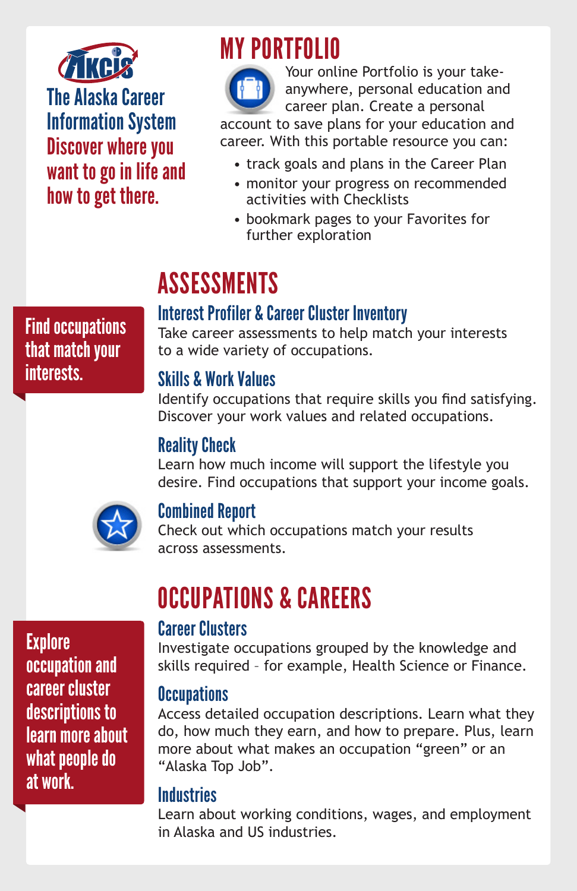AKCIS

The Alaska Career Information System

Discover where you want to go in life and how to get there.

## MY PORTFOLIO

Your online Portfolio is your take-anywhere, personal education and career plan. Create a personal account to save plans for your education and career. With this portable resource you can:

- track goals and plans in the Career Plan
- monitor your progress on recommended activities with Checklists
- bookmark pages to your Favorites for further exploration

## ASSESSMENTS

Find occupations that match your interests.

### Interest Profiler & Career Cluster Inventory

Take career assessments to help match your interests to a wide variety of occupations.

### Skills & Work Values

Identify occupations that require skills you find satisfying. Discover your work values and related occupations.

### Reality Check

Learn how much income will support the lifestyle you desire. Find occupations that support your income goals.

### Combined Report

Check out which occupations match your results across assessments.

## OCCUPATIONS & CAREERS

Explore occupation and career cluster descriptions to learn more about what people do at work.

### Career Clusters

Investigate occupations grouped by the knowledge and skills required – for example, Health Science or Finance.

### Occupations

Access detailed occupation descriptions. Learn what they do, how much they earn, and how to prepare. Plus, learn more about what makes an occupation "green" or an "Alaska Top Job".

### Industries

Learn about working conditions, wages, and employment in Alaska and US industries.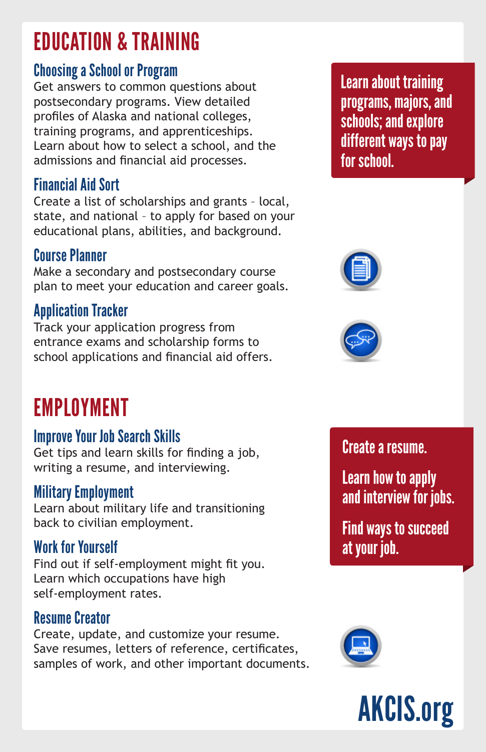# EDUCATION & TRAINING

> Learn about training programs, majors, and schools; and explore different ways to pay for school.

### Choosing a School or Program

Get answers to common questions about postsecondary programs. View detailed profiles of Alaska and national colleges, training programs, and apprenticeships. Learn about how to select a school, and the admissions and financial aid processes.

### Financial Aid Sort

Create a list of scholarships and grants – local, state, and national – to apply for based on your educational plans, abilities, and background.

### Course Planner

Make a secondary and postsecondary course plan to meet your education and career goals.

### Application Tracker

Track your application progress from entrance exams and scholarship forms to school applications and financial aid offers.

# EMPLOYMENT

> Create a resume.
>
> Learn how to apply and interview for jobs.
>
> Find ways to succeed at your job.

### Improve Your Job Search Skills

Get tips and learn skills for finding a job, writing a resume, and interviewing.

### Military Employment

Learn about military life and transitioning back to civilian employment.

### Work for Yourself

Find out if self-employment might fit you. Learn which occupations have high self-employment rates.

### Resume Creator

Create, update, and customize your resume. Save resumes, letters of reference, certificates, samples of work, and other important documents.

**AKCIS.org**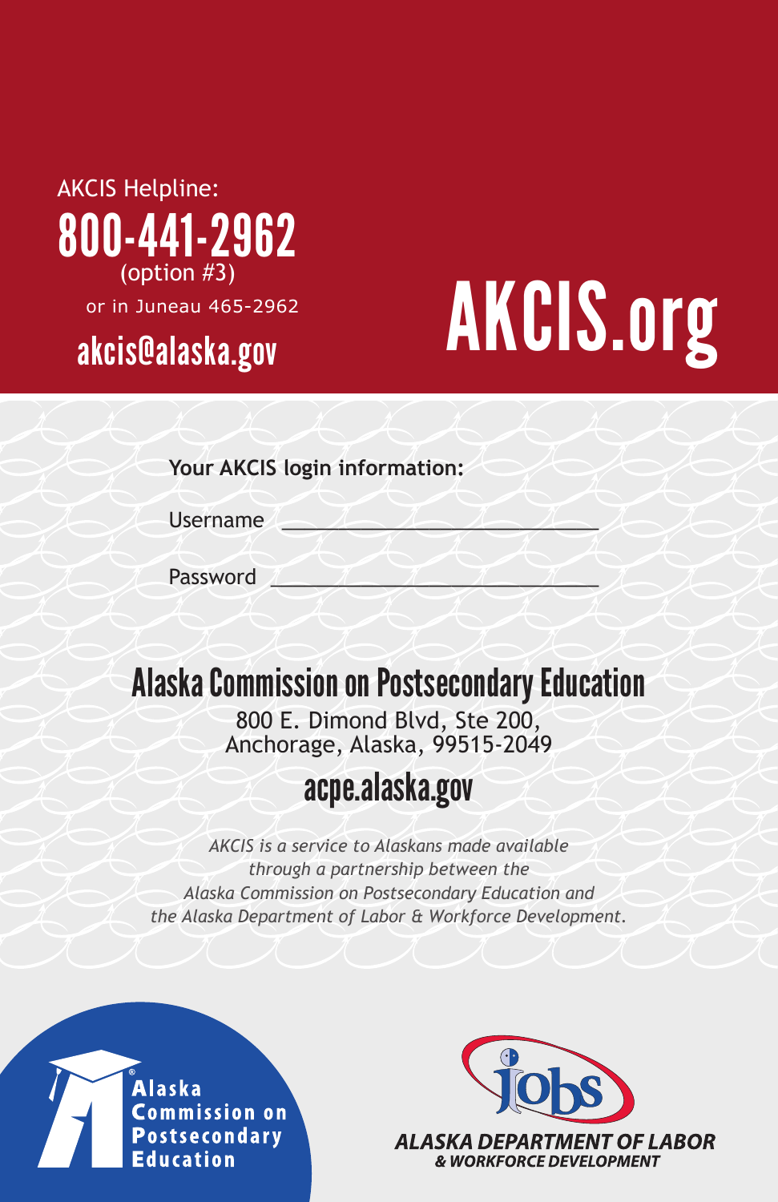AKCIS Helpline:

**800-441-2962**
(option #3)
or in Juneau 465-2962

**akcis@alaska.gov**

# AKCIS.org

**Your AKCIS login information:**

Username ____________________________

Password ____________________________

## Alaska Commission on Postsecondary Education

800 E. Dimond Blvd, Ste 200,
Anchorage, Alaska, 99515-2049

**acpe.alaska.gov**

*AKCIS is a service to Alaskans made available through a partnership between the Alaska Commission on Postsecondary Education and the Alaska Department of Labor & Workforce Development.*

Alaska Commission on Postsecondary Education

jobs
ALASKA DEPARTMENT OF LABOR & WORKFORCE DEVELOPMENT